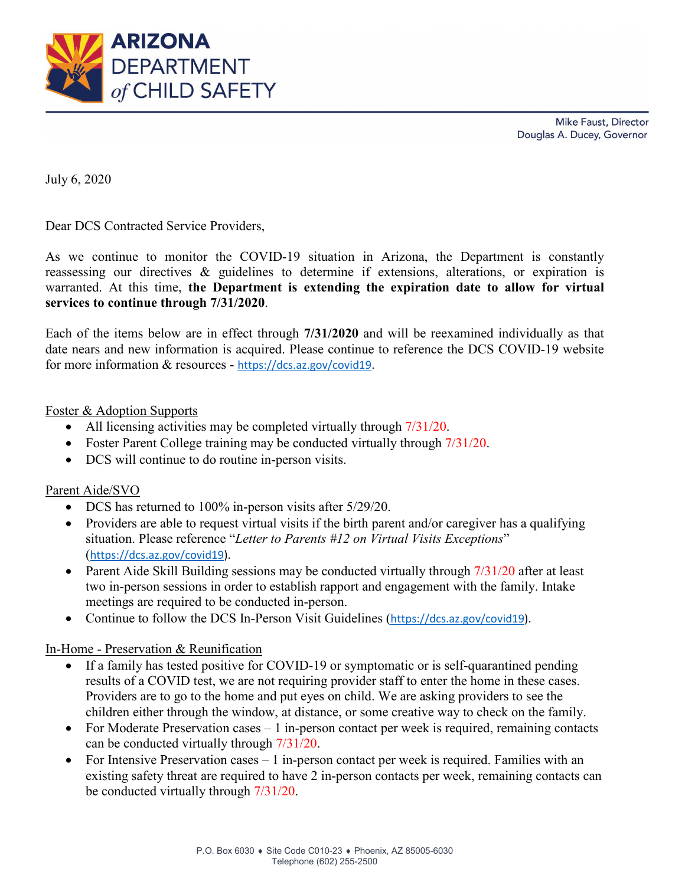# ARIZONA DEPARTMENT of CHILD SAFETY

Mike Faust, Director
Douglas A. Ducey, Governor

July 6, 2020

Dear DCS Contracted Service Providers,

As we continue to monitor the COVID-19 situation in Arizona, the Department is constantly reassessing our directives & guidelines to determine if extensions, alterations, or expiration is warranted. At this time, **the Department is extending the expiration date to allow for virtual services to continue through 7/31/2020**.

Each of the items below are in effect through **7/31/2020** and will be reexamined individually as that date nears and new information is acquired. Please continue to reference the DCS COVID-19 website for more information & resources - https://dcs.az.gov/covid19.

Foster & Adoption Supports

- All licensing activities may be completed virtually through 7/31/20.
- Foster Parent College training may be conducted virtually through 7/31/20.
- DCS will continue to do routine in-person visits.

Parent Aide/SVO

- DCS has returned to 100% in-person visits after 5/29/20.
- Providers are able to request virtual visits if the birth parent and/or caregiver has a qualifying situation. Please reference "*Letter to Parents #12 on Virtual Visits Exceptions*" (https://dcs.az.gov/covid19).
- Parent Aide Skill Building sessions may be conducted virtually through 7/31/20 after at least two in-person sessions in order to establish rapport and engagement with the family. Intake meetings are required to be conducted in-person.
- Continue to follow the DCS In-Person Visit Guidelines (https://dcs.az.gov/covid19).

In-Home - Preservation & Reunification

- If a family has tested positive for COVID-19 or symptomatic or is self-quarantined pending results of a COVID test, we are not requiring provider staff to enter the home in these cases. Providers are to go to the home and put eyes on child. We are asking providers to see the children either through the window, at distance, or some creative way to check on the family.
- For Moderate Preservation cases – 1 in-person contact per week is required, remaining contacts can be conducted virtually through 7/31/20.
- For Intensive Preservation cases – 1 in-person contact per week is required. Families with an existing safety threat are required to have 2 in-person contacts per week, remaining contacts can be conducted virtually through 7/31/20.

P.O. Box 6030 ♦ Site Code C010-23 ♦ Phoenix, AZ 85005-6030
Telephone (602) 255-2500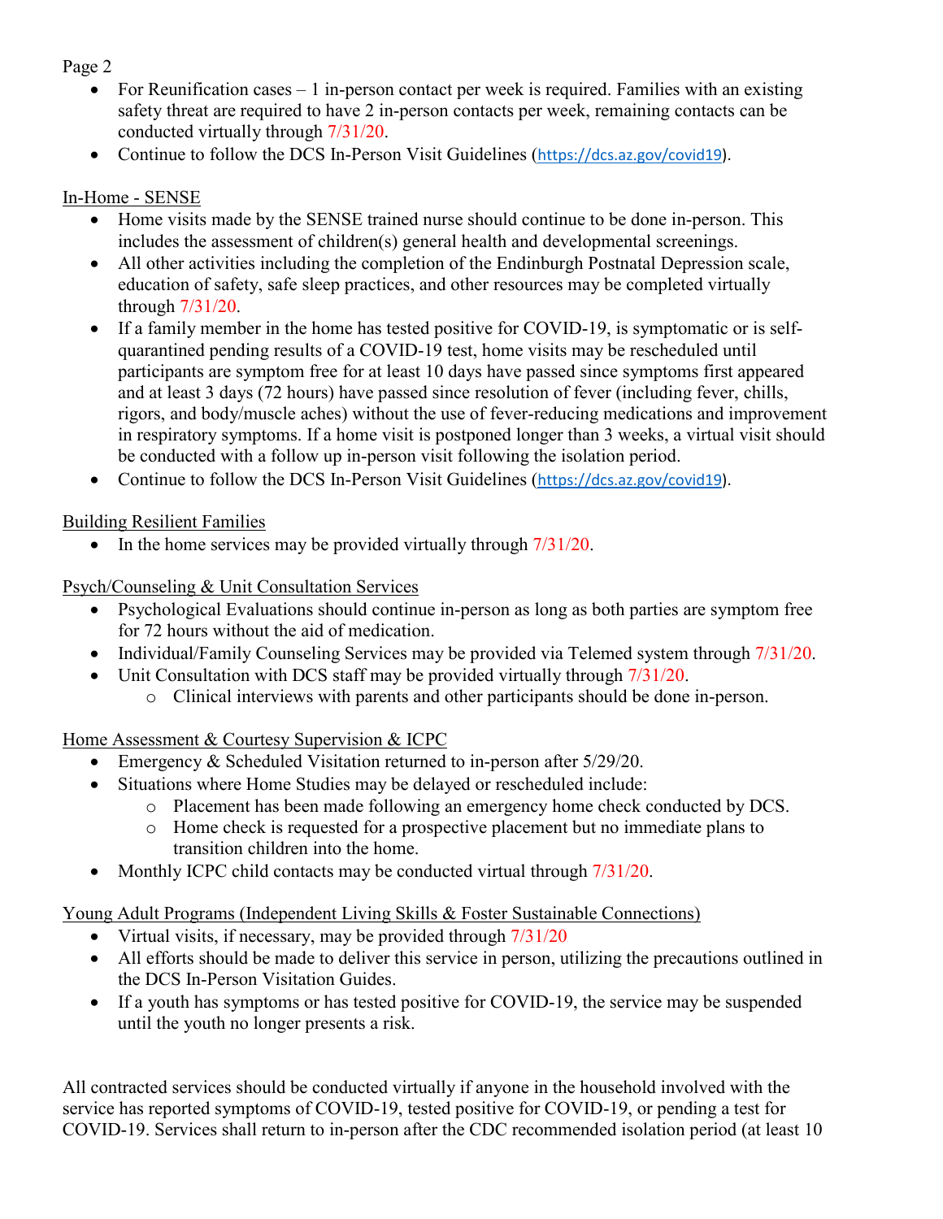- For Reunification cases – 1 in-person contact per week is required. Families with an existing safety threat are required to have 2 in-person contacts per week, remaining contacts can be conducted virtually through 7/31/20.
- Continue to follow the DCS In-Person Visit Guidelines (https://dcs.az.gov/covid19).

<u>In-Home - SENSE</u>

- Home visits made by the SENSE trained nurse should continue to be done in-person. This includes the assessment of children(s) general health and developmental screenings.
- All other activities including the completion of the Endinburgh Postnatal Depression scale, education of safety, safe sleep practices, and other resources may be completed virtually through 7/31/20.
- If a family member in the home has tested positive for COVID-19, is symptomatic or is self-quarantined pending results of a COVID-19 test, home visits may be rescheduled until participants are symptom free for at least 10 days have passed since symptoms first appeared and at least 3 days (72 hours) have passed since resolution of fever (including fever, chills, rigors, and body/muscle aches) without the use of fever-reducing medications and improvement in respiratory symptoms. If a home visit is postponed longer than 3 weeks, a virtual visit should be conducted with a follow up in-person visit following the isolation period.
- Continue to follow the DCS In-Person Visit Guidelines (https://dcs.az.gov/covid19).

<u>Building Resilient Families</u>

- In the home services may be provided virtually through 7/31/20.

<u>Psych/Counseling & Unit Consultation Services</u>

- Psychological Evaluations should continue in-person as long as both parties are symptom free for 72 hours without the aid of medication.
- Individual/Family Counseling Services may be provided via Telemed system through 7/31/20.
- Unit Consultation with DCS staff may be provided virtually through 7/31/20.
  - Clinical interviews with parents and other participants should be done in-person.

<u>Home Assessment & Courtesy Supervision & ICPC</u>

- Emergency & Scheduled Visitation returned to in-person after 5/29/20.
- Situations where Home Studies may be delayed or rescheduled include:
  - Placement has been made following an emergency home check conducted by DCS.
  - Home check is requested for a prospective placement but no immediate plans to transition children into the home.
- Monthly ICPC child contacts may be conducted virtual through 7/31/20.

<u>Young Adult Programs (Independent Living Skills & Foster Sustainable Connections)</u>

- Virtual visits, if necessary, may be provided through 7/31/20
- All efforts should be made to deliver this service in person, utilizing the precautions outlined in the DCS In-Person Visitation Guides.
- If a youth has symptoms or has tested positive for COVID-19, the service may be suspended until the youth no longer presents a risk.

All contracted services should be conducted virtually if anyone in the household involved with the service has reported symptoms of COVID-19, tested positive for COVID-19, or pending a test for COVID-19. Services shall return to in-person after the CDC recommended isolation period (at least 10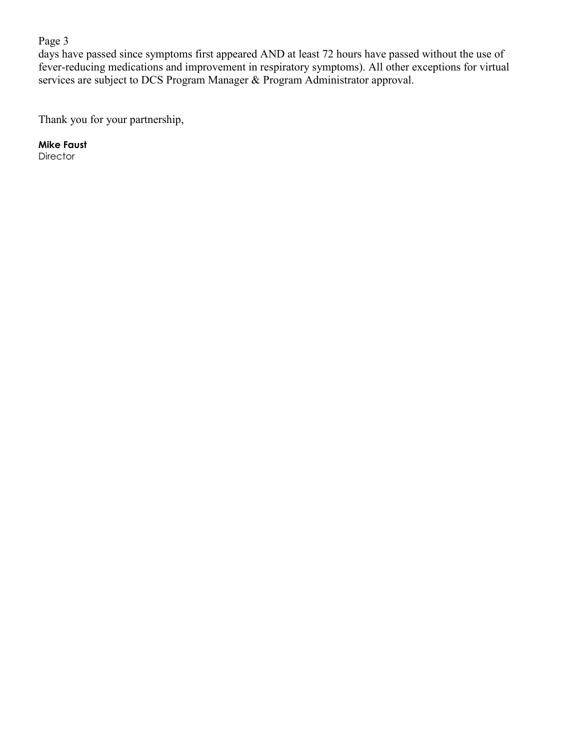days have passed since symptoms first appeared AND at least 72 hours have passed without the use of fever-reducing medications and improvement in respiratory symptoms). All other exceptions for virtual services are subject to DCS Program Manager & Program Administrator approval.

Thank you for your partnership,

**Mike Faust**
Director